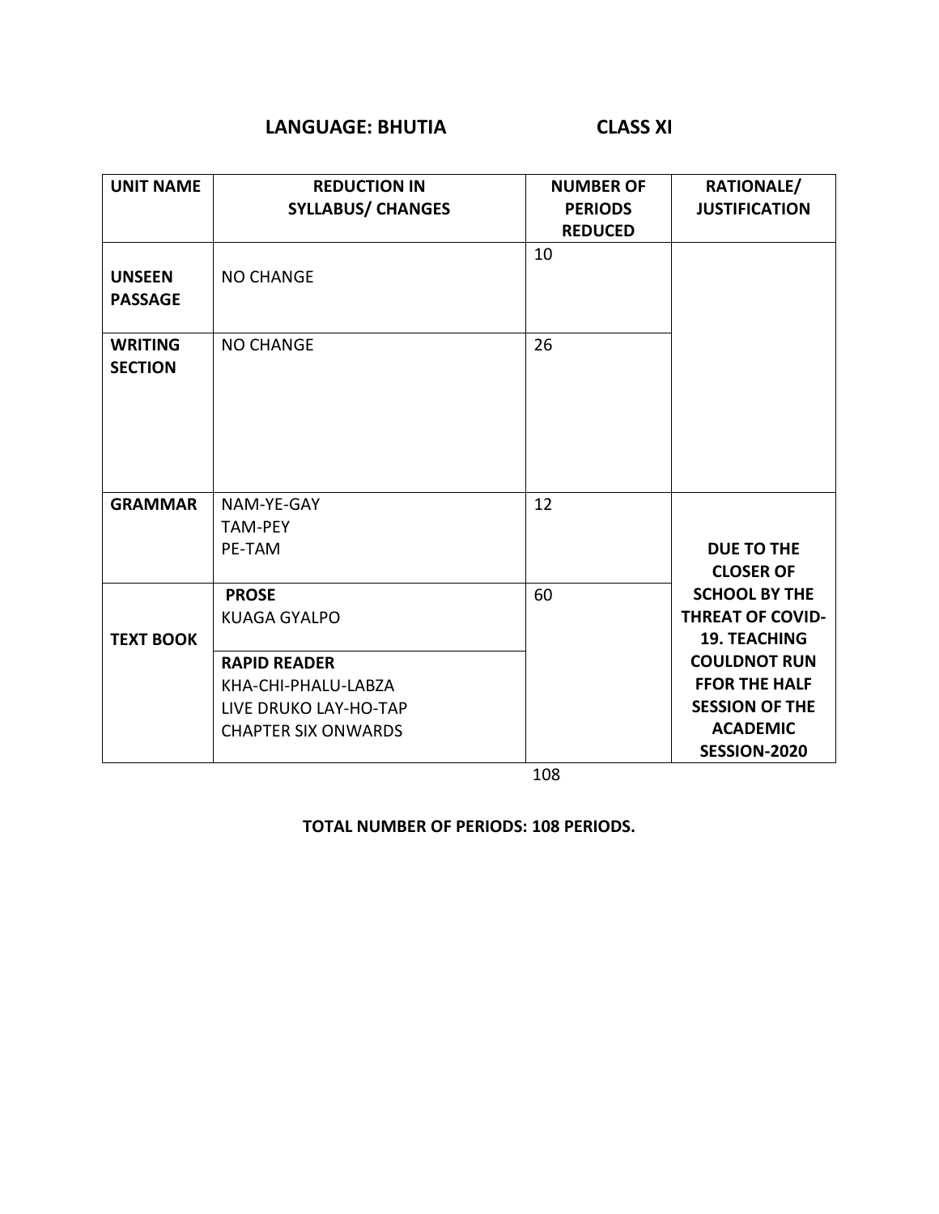## LANGUAGE: BHUTIA                    CLASS XI

| UNIT NAME | REDUCTION IN SYLLABUS/ CHANGES | NUMBER OF PERIODS REDUCED | RATIONALE/ JUSTIFICATION |
|---|---|---|---|
| **UNSEEN PASSAGE** | NO CHANGE | 10 | |
| **WRITING SECTION** | NO CHANGE | 26 | |
| **GRAMMAR** | NAM-YE-GAY<br>TAM-PEY<br>PE-TAM | 12 | **DUE TO THE CLOSER OF SCHOOL BY THE THREAT OF COVID-19. TEACHING COULDNOT RUN FFOR THE HALF SESSION OF THE ACADEMIC SESSION-2020** |
| **TEXT BOOK** | **PROSE**<br>KUAGA GYALPO | 60 | |
| | **RAPID READER**<br>KHA-CHI-PHALU-LABZA<br>LIVE DRUKO LAY-HO-TAP<br>CHAPTER SIX ONWARDS | | |
| | | 108 | |

**TOTAL NUMBER OF PERIODS: 108 PERIODS.**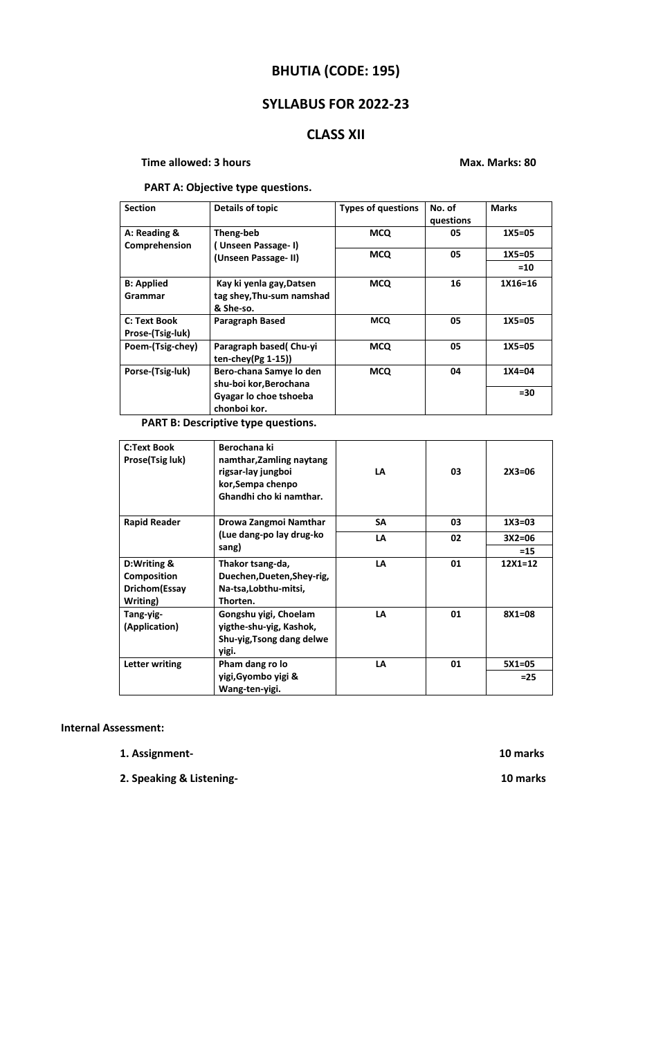# BHUTIA (CODE: 195)

## SYLLABUS FOR 2022-23

## CLASS XII

**Time allowed: 3 hours** **Max. Marks: 80**

**PART A: Objective type questions.**

| Section | Details of topic | Types of questions | No. of questions | Marks |
|---|---|---|---|---|
| A: Reading & Comprehension | Theng-beb ( Unseen Passage- I) (Unseen Passage- II) | MCQ | 05 | 1X5=05 |
| | | MCQ | 05 | 1X5=05 =10 |
| B: Applied Grammar | Kay ki yenla gay,Datsen tag shey,Thu-sum namshad & She-so. | MCQ | 16 | 1X16=16 |
| C: Text Book Prose-(Tsig-luk) | Paragraph Based | MCQ | 05 | 1X5=05 |
| Poem-(Tsig-chey) | Paragraph based( Chu-yi ten-chey(Pg 1-15)) | MCQ | 05 | 1X5=05 |
| Porse-(Tsig-luk) | Bero-chana Samye lo den shu-boi kor,Berochana Gyagar lo choe tshoeba chonboi kor. | MCQ | 04 | 1X4=04 =30 |

**PART B: Descriptive type questions.**

| | | | | |
|---|---|---|---|---|
| C:Text Book Prose(Tsig luk) | Berochana ki namthar,Zamling naytang rigsar-lay jungboi kor,Sempa chenpo Ghandhi cho ki namthar. | LA | 03 | 2X3=06 |
| Rapid Reader | Drowa Zangmoi Namthar (Lue dang-po lay drug-ko sang) | SA | 03 | 1X3=03 |
| | | LA | 02 | 3X2=06 =15 |
| D:Writing & Composition Drichom(Essay Writing) | Thakor tsang-da, Duechen,Dueten,Shey-rig, Na-tsa,Lobthu-mitsi, Thorten. | LA | 01 | 12X1=12 |
| Tang-yig-(Application) | Gongshu yigi, Choelam yigthe-shu-yig, Kashok, Shu-yig,Tsong dang delwe yigi. | LA | 01 | 8X1=08 |
| Letter writing | Pham dang ro lo yigi,Gyombo yigi & Wang-ten-yigi. | LA | 01 | 5X1=05 =25 |

**Internal Assessment:**

1. **Assignment-** **10 marks**
2. **Speaking & Listening-** **10 marks**